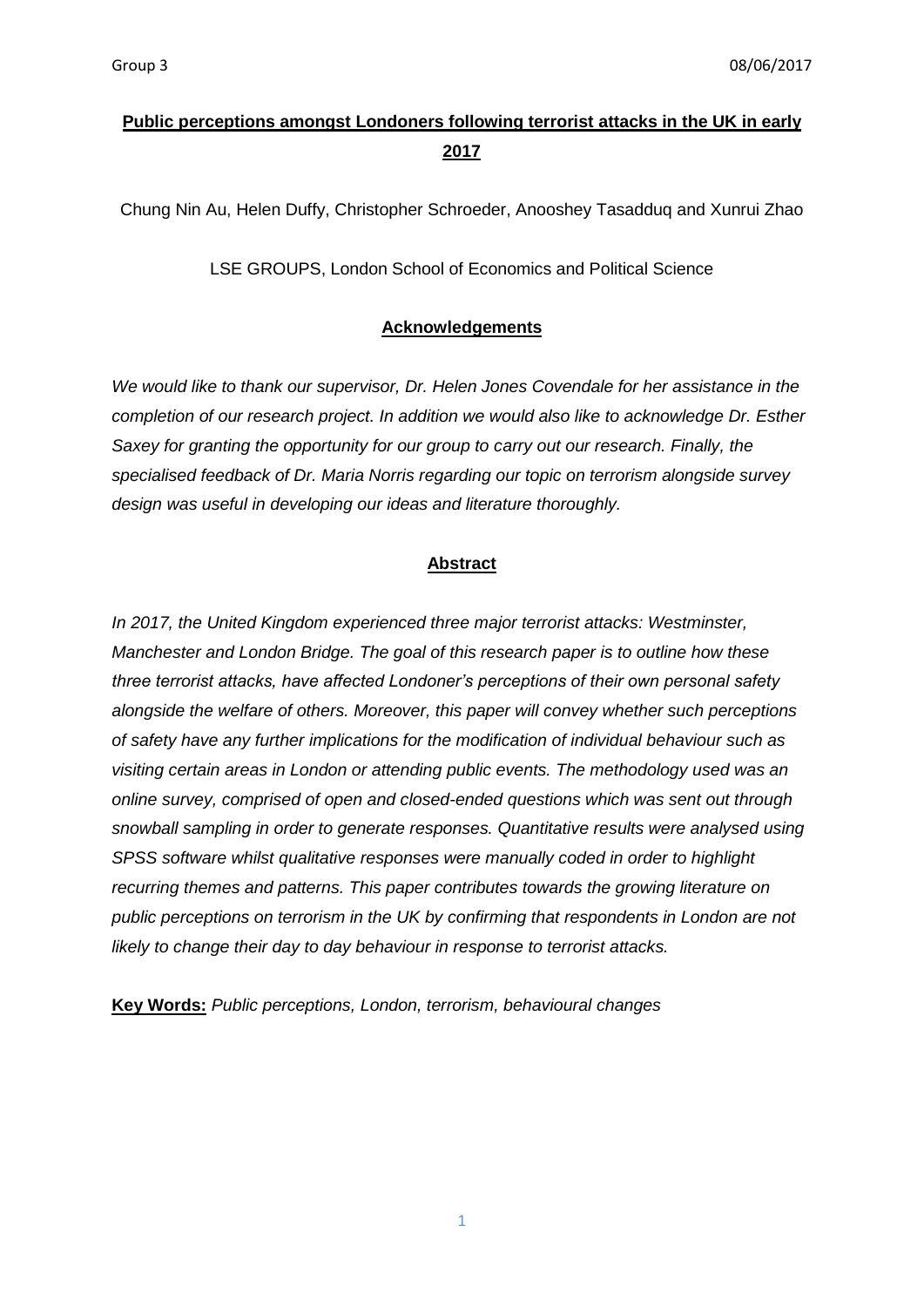# Public perceptions amongst Londoners following terrorist attacks in the UK in early 2017

Chung Nin Au, Helen Duffy, Christopher Schroeder, Anooshey Tasadduq and Xunrui Zhao

LSE GROUPS, London School of Economics and Political Science

## Acknowledgements

*We would like to thank our supervisor, Dr. Helen Jones Covendale for her assistance in the completion of our research project. In addition we would also like to acknowledge Dr. Esther Saxey for granting the opportunity for our group to carry out our research. Finally, the specialised feedback of Dr. Maria Norris regarding our topic on terrorism alongside survey design was useful in developing our ideas and literature thoroughly.*

## Abstract

*In 2017, the United Kingdom experienced three major terrorist attacks: Westminster, Manchester and London Bridge. The goal of this research paper is to outline how these three terrorist attacks, have affected Londoner's perceptions of their own personal safety alongside the welfare of others. Moreover, this paper will convey whether such perceptions of safety have any further implications for the modification of individual behaviour such as visiting certain areas in London or attending public events. The methodology used was an online survey, comprised of open and closed-ended questions which was sent out through snowball sampling in order to generate responses. Quantitative results were analysed using SPSS software whilst qualitative responses were manually coded in order to highlight recurring themes and patterns. This paper contributes towards the growing literature on public perceptions on terrorism in the UK by confirming that respondents in London are not likely to change their day to day behaviour in response to terrorist attacks.*

**Key Words:** *Public perceptions, London, terrorism, behavioural changes*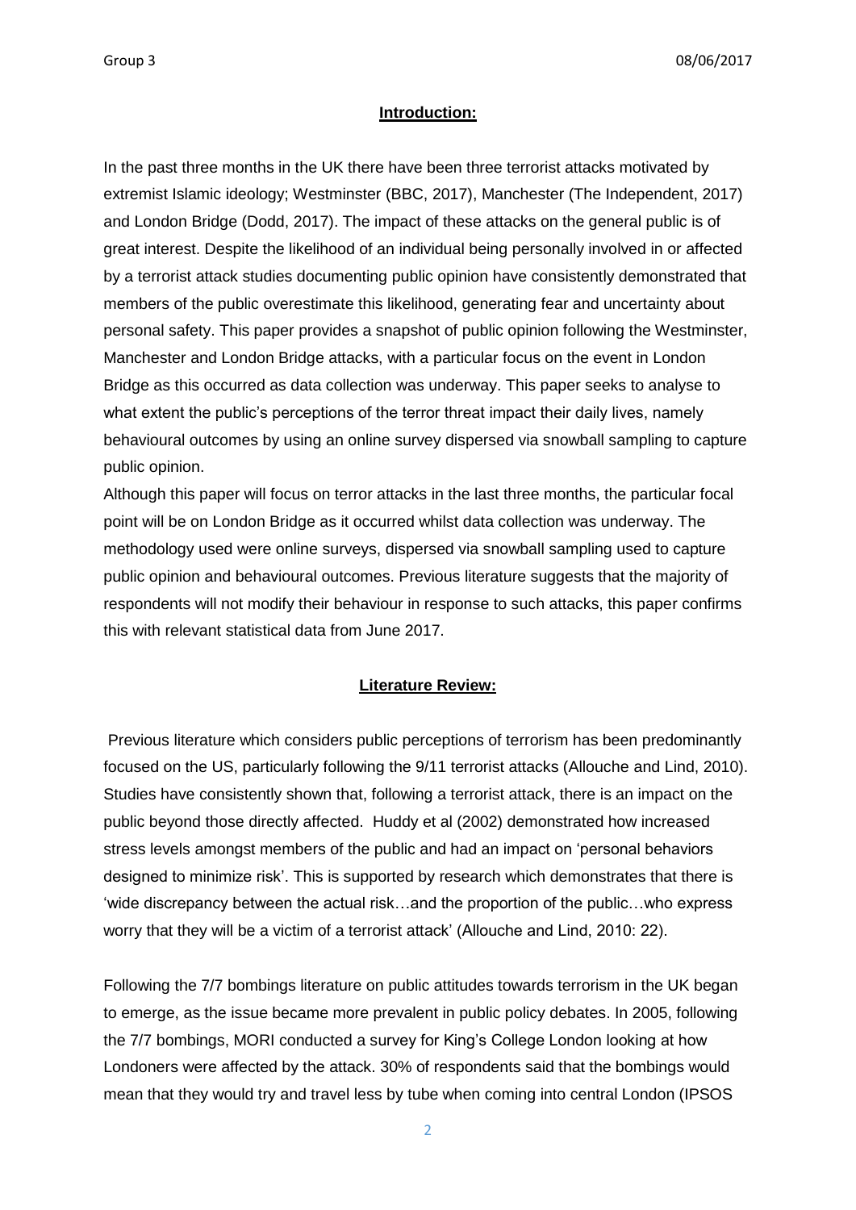## Introduction:

In the past three months in the UK there have been three terrorist attacks motivated by extremist Islamic ideology; Westminster (BBC, 2017), Manchester (The Independent, 2017) and London Bridge (Dodd, 2017). The impact of these attacks on the general public is of great interest. Despite the likelihood of an individual being personally involved in or affected by a terrorist attack studies documenting public opinion have consistently demonstrated that members of the public overestimate this likelihood, generating fear and uncertainty about personal safety. This paper provides a snapshot of public opinion following the Westminster, Manchester and London Bridge attacks, with a particular focus on the event in London Bridge as this occurred as data collection was underway. This paper seeks to analyse to what extent the public's perceptions of the terror threat impact their daily lives, namely behavioural outcomes by using an online survey dispersed via snowball sampling to capture public opinion.

Although this paper will focus on terror attacks in the last three months, the particular focal point will be on London Bridge as it occurred whilst data collection was underway. The methodology used were online surveys, dispersed via snowball sampling used to capture public opinion and behavioural outcomes. Previous literature suggests that the majority of respondents will not modify their behaviour in response to such attacks, this paper confirms this with relevant statistical data from June 2017.

## Literature Review:

Previous literature which considers public perceptions of terrorism has been predominantly focused on the US, particularly following the 9/11 terrorist attacks (Allouche and Lind, 2010). Studies have consistently shown that, following a terrorist attack, there is an impact on the public beyond those directly affected. Huddy et al (2002) demonstrated how increased stress levels amongst members of the public and had an impact on 'personal behaviors designed to minimize risk'. This is supported by research which demonstrates that there is 'wide discrepancy between the actual risk…and the proportion of the public…who express worry that they will be a victim of a terrorist attack' (Allouche and Lind, 2010: 22).

Following the 7/7 bombings literature on public attitudes towards terrorism in the UK began to emerge, as the issue became more prevalent in public policy debates. In 2005, following the 7/7 bombings, MORI conducted a survey for King's College London looking at how Londoners were affected by the attack. 30% of respondents said that the bombings would mean that they would try and travel less by tube when coming into central London (IPSOS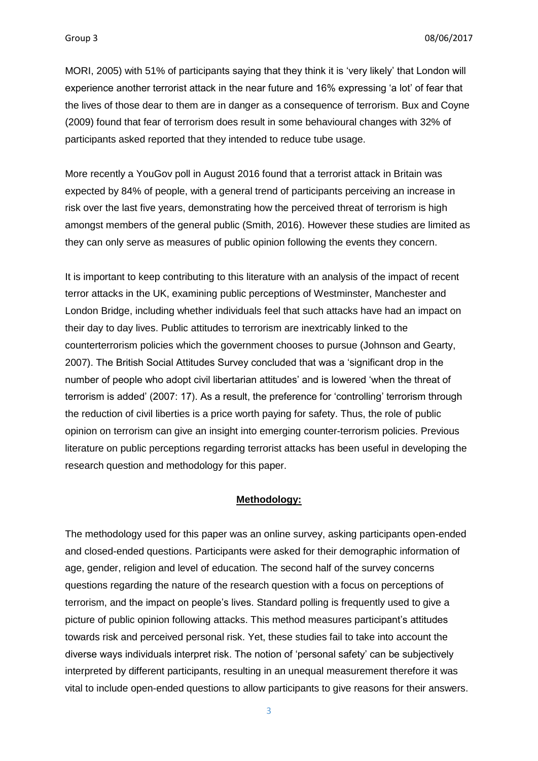MORI, 2005) with 51% of participants saying that they think it is 'very likely' that London will experience another terrorist attack in the near future and 16% expressing 'a lot' of fear that the lives of those dear to them are in danger as a consequence of terrorism. Bux and Coyne (2009) found that fear of terrorism does result in some behavioural changes with 32% of participants asked reported that they intended to reduce tube usage.

More recently a YouGov poll in August 2016 found that a terrorist attack in Britain was expected by 84% of people, with a general trend of participants perceiving an increase in risk over the last five years, demonstrating how the perceived threat of terrorism is high amongst members of the general public (Smith, 2016). However these studies are limited as they can only serve as measures of public opinion following the events they concern.

It is important to keep contributing to this literature with an analysis of the impact of recent terror attacks in the UK, examining public perceptions of Westminster, Manchester and London Bridge, including whether individuals feel that such attacks have had an impact on their day to day lives. Public attitudes to terrorism are inextricably linked to the counterterrorism policies which the government chooses to pursue (Johnson and Gearty, 2007). The British Social Attitudes Survey concluded that was a 'significant drop in the number of people who adopt civil libertarian attitudes' and is lowered 'when the threat of terrorism is added' (2007: 17). As a result, the preference for 'controlling' terrorism through the reduction of civil liberties is a price worth paying for safety. Thus, the role of public opinion on terrorism can give an insight into emerging counter-terrorism policies. Previous literature on public perceptions regarding terrorist attacks has been useful in developing the research question and methodology for this paper.

## **Methodology:**

The methodology used for this paper was an online survey, asking participants open-ended and closed-ended questions. Participants were asked for their demographic information of age, gender, religion and level of education. The second half of the survey concerns questions regarding the nature of the research question with a focus on perceptions of terrorism, and the impact on people's lives. Standard polling is frequently used to give a picture of public opinion following attacks. This method measures participant's attitudes towards risk and perceived personal risk. Yet, these studies fail to take into account the diverse ways individuals interpret risk. The notion of 'personal safety' can be subjectively interpreted by different participants, resulting in an unequal measurement therefore it was vital to include open-ended questions to allow participants to give reasons for their answers.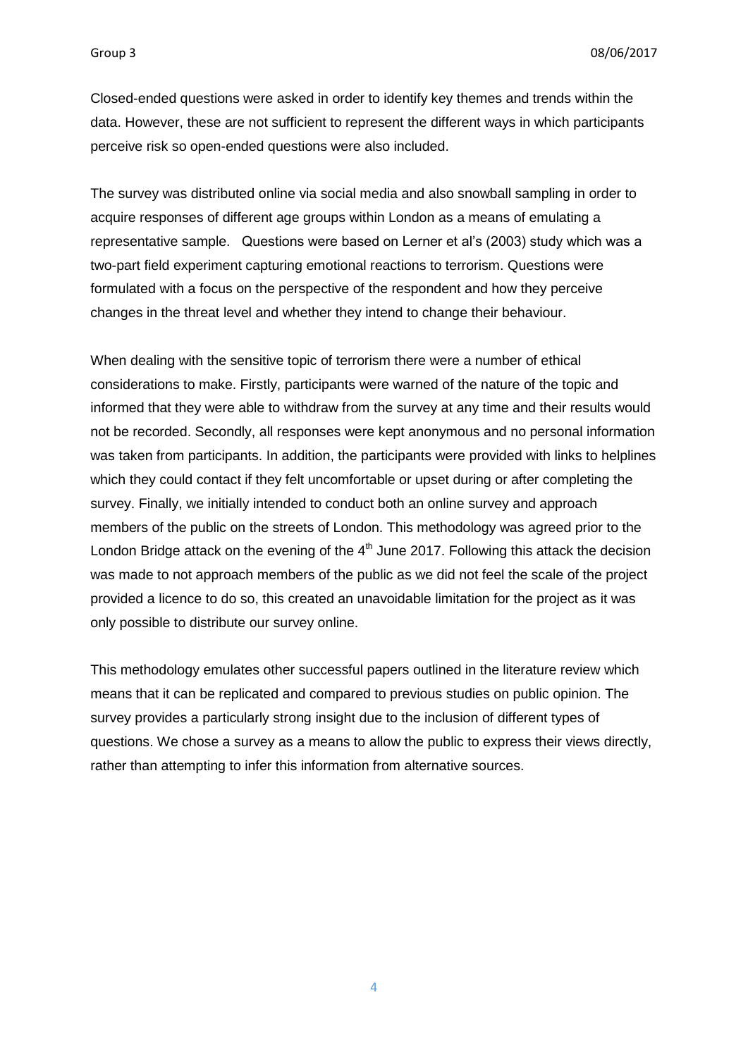Closed-ended questions were asked in order to identify key themes and trends within the data. However, these are not sufficient to represent the different ways in which participants perceive risk so open-ended questions were also included.

The survey was distributed online via social media and also snowball sampling in order to acquire responses of different age groups within London as a means of emulating a representative sample. Questions were based on Lerner et al's (2003) study which was a two-part field experiment capturing emotional reactions to terrorism. Questions were formulated with a focus on the perspective of the respondent and how they perceive changes in the threat level and whether they intend to change their behaviour.

When dealing with the sensitive topic of terrorism there were a number of ethical considerations to make. Firstly, participants were warned of the nature of the topic and informed that they were able to withdraw from the survey at any time and their results would not be recorded. Secondly, all responses were kept anonymous and no personal information was taken from participants. In addition, the participants were provided with links to helplines which they could contact if they felt uncomfortable or upset during or after completing the survey. Finally, we initially intended to conduct both an online survey and approach members of the public on the streets of London. This methodology was agreed prior to the London Bridge attack on the evening of the 4th June 2017. Following this attack the decision was made to not approach members of the public as we did not feel the scale of the project provided a licence to do so, this created an unavoidable limitation for the project as it was only possible to distribute our survey online.

This methodology emulates other successful papers outlined in the literature review which means that it can be replicated and compared to previous studies on public opinion. The survey provides a particularly strong insight due to the inclusion of different types of questions. We chose a survey as a means to allow the public to express their views directly, rather than attempting to infer this information from alternative sources.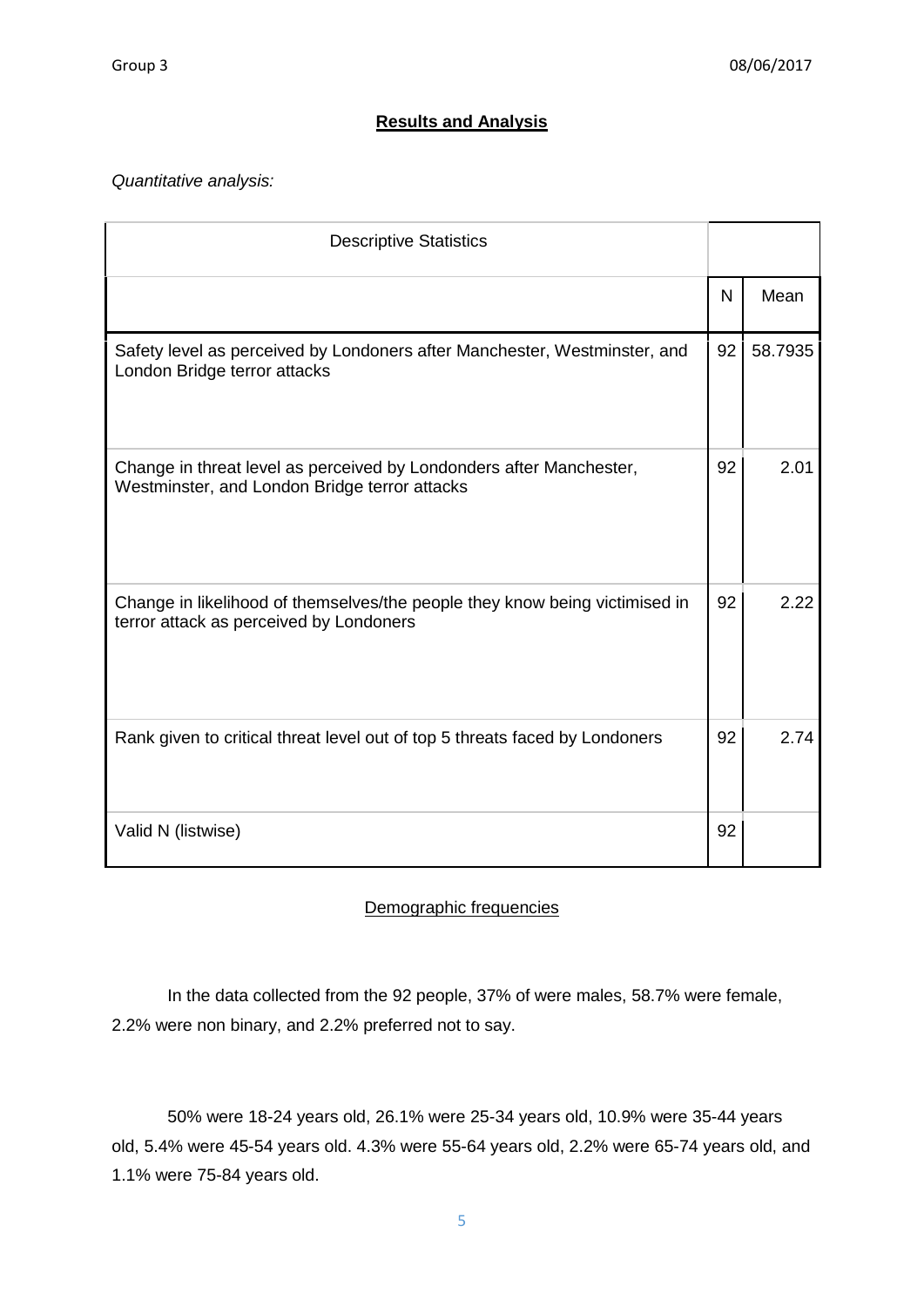## Results and Analysis

*Quantitative analysis:*

| Descriptive Statistics | | |
|---|---|---|
| | N | Mean |
| Safety level as perceived by Londoners after Manchester, Westminster, and London Bridge terror attacks | 92 | 58.7935 |
| Change in threat level as perceived by Londonders after Manchester, Westminster, and London Bridge terror attacks | 92 | 2.01 |
| Change in likelihood of themselves/the people they know being victimised in terror attack as perceived by Londoners | 92 | 2.22 |
| Rank given to critical threat level out of top 5 threats faced by Londoners | 92 | 2.74 |
| Valid N (listwise) | 92 | |

Demographic frequencies

In the data collected from the 92 people, 37% of were males, 58.7% were female, 2.2% were non binary, and 2.2% preferred not to say.

50% were 18-24 years old, 26.1% were 25-34 years old, 10.9% were 35-44 years old, 5.4% were 45-54 years old. 4.3% were 55-64 years old, 2.2% were 65-74 years old, and 1.1% were 75-84 years old.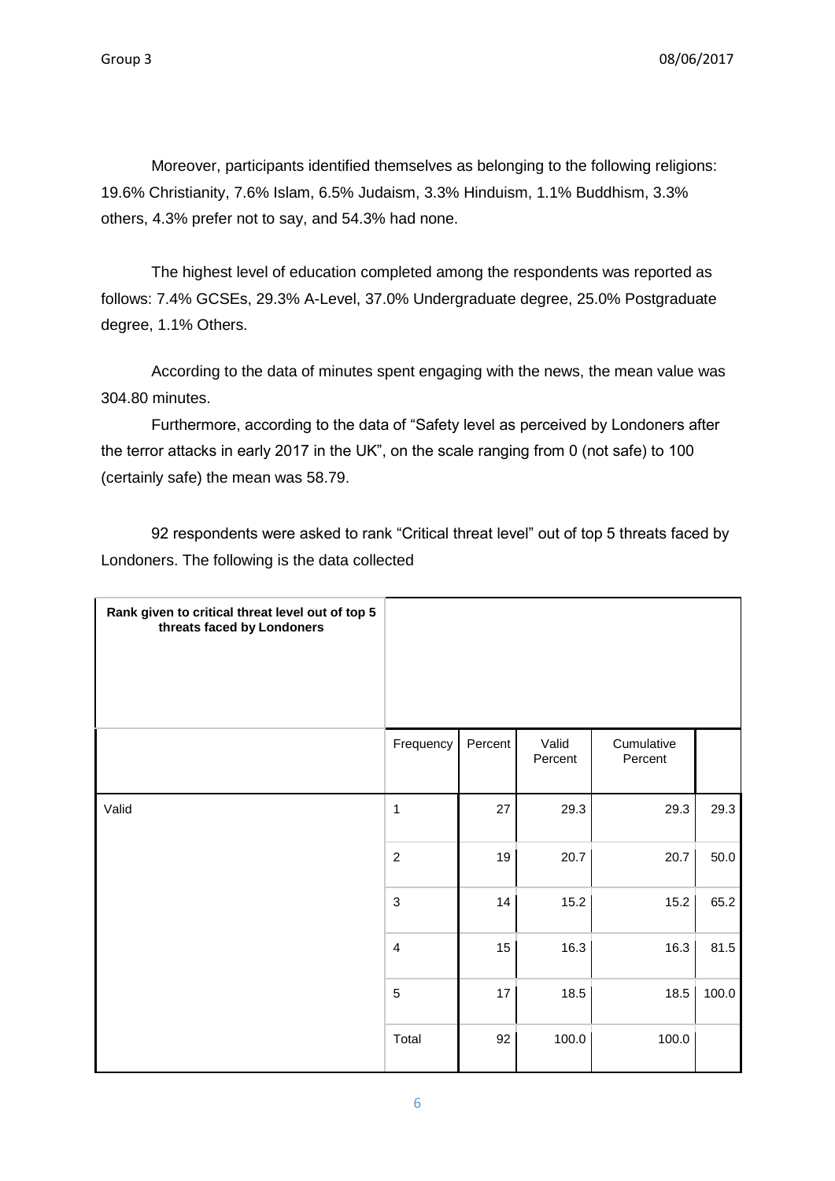Moreover, participants identified themselves as belonging to the following religions: 19.6% Christianity, 7.6% Islam, 6.5% Judaism, 3.3% Hinduism, 1.1% Buddhism, 3.3% others, 4.3% prefer not to say, and 54.3% had none.

The highest level of education completed among the respondents was reported as follows: 7.4% GCSEs, 29.3% A-Level, 37.0% Undergraduate degree, 25.0% Postgraduate degree, 1.1% Others.

According to the data of minutes spent engaging with the news, the mean value was 304.80 minutes.

Furthermore, according to the data of "Safety level as perceived by Londoners after the terror attacks in early 2017 in the UK", on the scale ranging from 0 (not safe) to 100 (certainly safe) the mean was 58.79.

92 respondents were asked to rank "Critical threat level" out of top 5 threats faced by Londoners. The following is the data collected

| Rank given to critical threat level out of top 5 threats faced by Londoners | | | | | |
|---|---|---|---|---|---|
| | Frequency | Percent | Valid Percent | Cumulative Percent | |
| Valid | 1 | 27 | 29.3 | 29.3 | 29.3 |
| | 2 | 19 | 20.7 | 20.7 | 50.0 |
| | 3 | 14 | 15.2 | 15.2 | 65.2 |
| | 4 | 15 | 16.3 | 16.3 | 81.5 |
| | 5 | 17 | 18.5 | 18.5 | 100.0 |
| | Total | 92 | 100.0 | 100.0 | |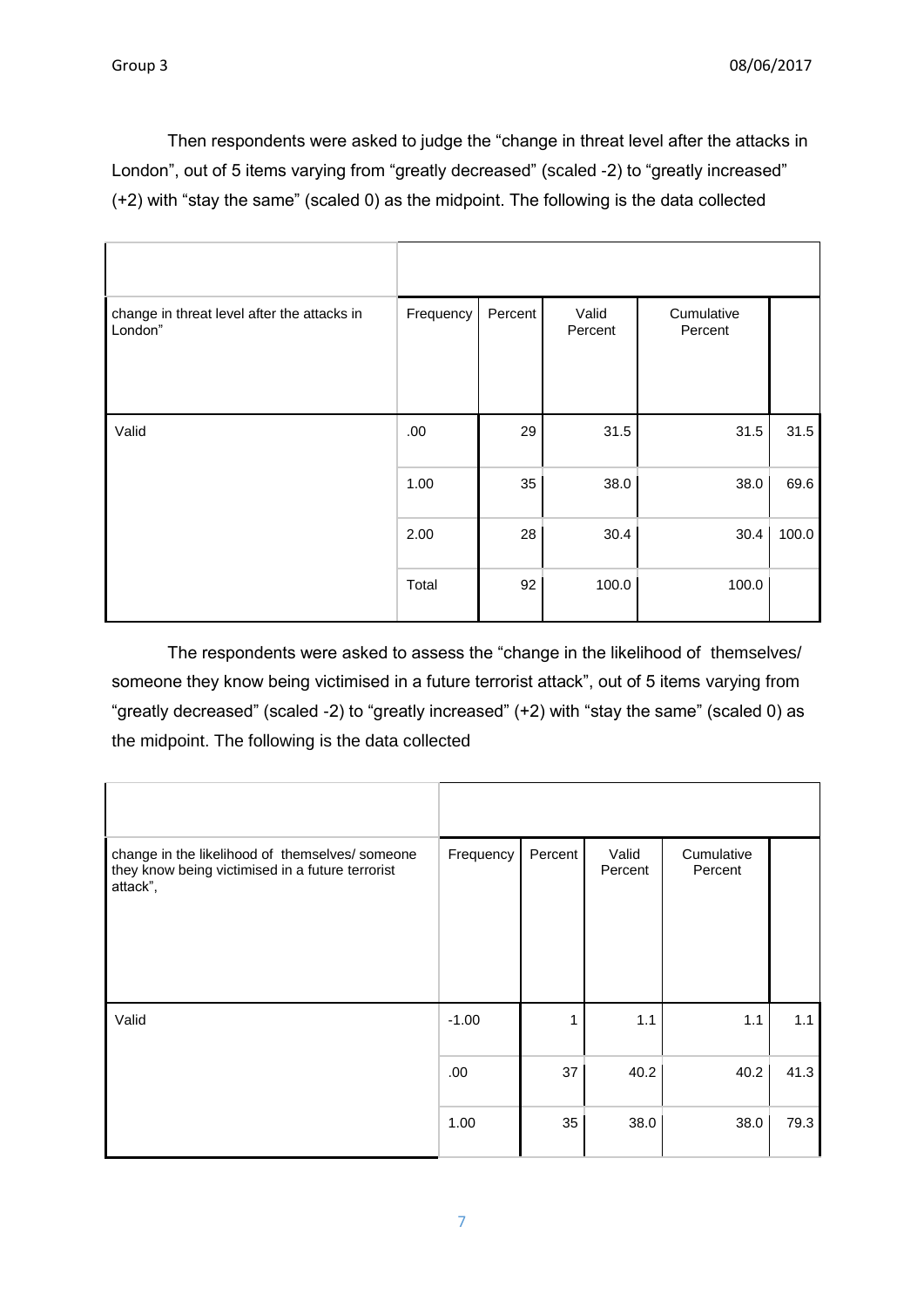Then respondents were asked to judge the "change in threat level after the attacks in London", out of 5 items varying from "greatly decreased" (scaled -2) to "greatly increased" (+2) with "stay the same" (scaled 0) as the midpoint. The following is the data collected

| change in threat level after the attacks in London" | | Frequency | Percent | Valid Percent | Cumulative Percent |
|---|---|---|---|---|---|
| Valid | .00 | 29 | 31.5 | 31.5 | 31.5 |
| | 1.00 | 35 | 38.0 | 38.0 | 69.6 |
| | 2.00 | 28 | 30.4 | 30.4 | 100.0 |
| | Total | 92 | 100.0 | 100.0 | |

The respondents were asked to assess the "change in the likelihood of themselves/ someone they know being victimised in a future terrorist attack", out of 5 items varying from "greatly decreased" (scaled -2) to "greatly increased" (+2) with "stay the same" (scaled 0) as the midpoint. The following is the data collected

| change in the likelihood of themselves/ someone they know being victimised in a future terrorist attack", | | Frequency | Percent | Valid Percent | Cumulative Percent |
|---|---|---|---|---|---|
| Valid | -1.00 | 1 | 1.1 | 1.1 | 1.1 |
| | .00 | 37 | 40.2 | 40.2 | 41.3 |
| | 1.00 | 35 | 38.0 | 38.0 | 79.3 |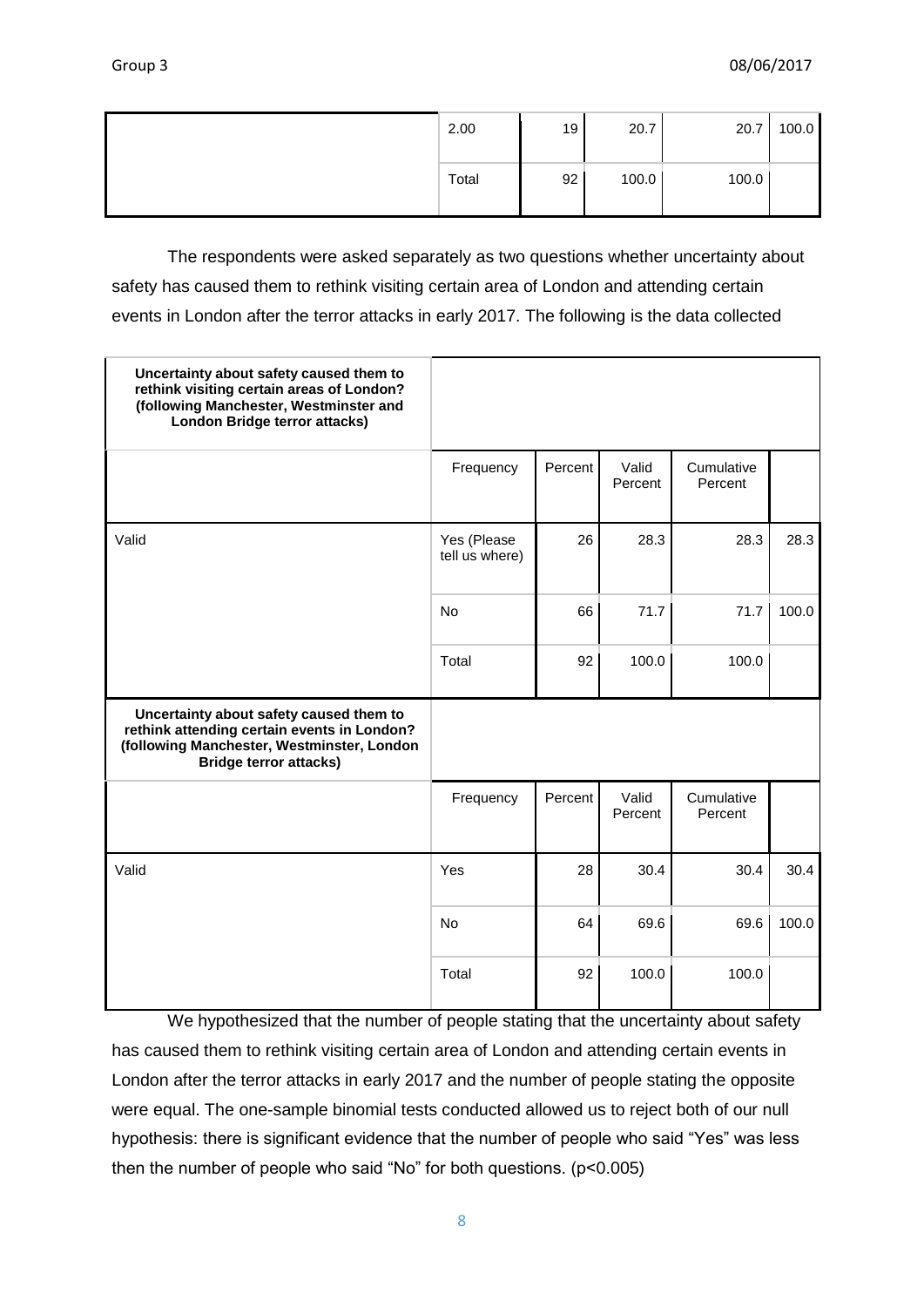| | | | | | |
|---|---|---|---|---|---|
| | 2.00 | 19 | 20.7 | 20.7 | 100.0 |
| | Total | 92 | 100.0 | 100.0 | |

The respondents were asked separately as two questions whether uncertainty about safety has caused them to rethink visiting certain area of London and attending certain events in London after the terror attacks in early 2017. The following is the data collected

| **Uncertainty about safety caused them to rethink visiting certain areas of London? (following Manchester, Westminster and London Bridge terror attacks)** | | | | | |
|---|---|---|---|---|---|
| | Frequency | Percent | Valid Percent | Cumulative Percent | |
| Valid | Yes (Please tell us where) | 26 | 28.3 | 28.3 | 28.3 |
| | No | 66 | 71.7 | 71.7 | 100.0 |
| | Total | 92 | 100.0 | 100.0 | |
| **Uncertainty about safety caused them to rethink attending certain events in London? (following Manchester, Westminster, London Bridge terror attacks)** | | | | | |
| | Frequency | Percent | Valid Percent | Cumulative Percent | |
| Valid | Yes | 28 | 30.4 | 30.4 | 30.4 |
| | No | 64 | 69.6 | 69.6 | 100.0 |
| | Total | 92 | 100.0 | 100.0 | |

We hypothesized that the number of people stating that the uncertainty about safety has caused them to rethink visiting certain area of London and attending certain events in London after the terror attacks in early 2017 and the number of people stating the opposite were equal. The one-sample binomial tests conducted allowed us to reject both of our null hypothesis: there is significant evidence that the number of people who said "Yes" was less then the number of people who said "No" for both questions. ($p<0.005$)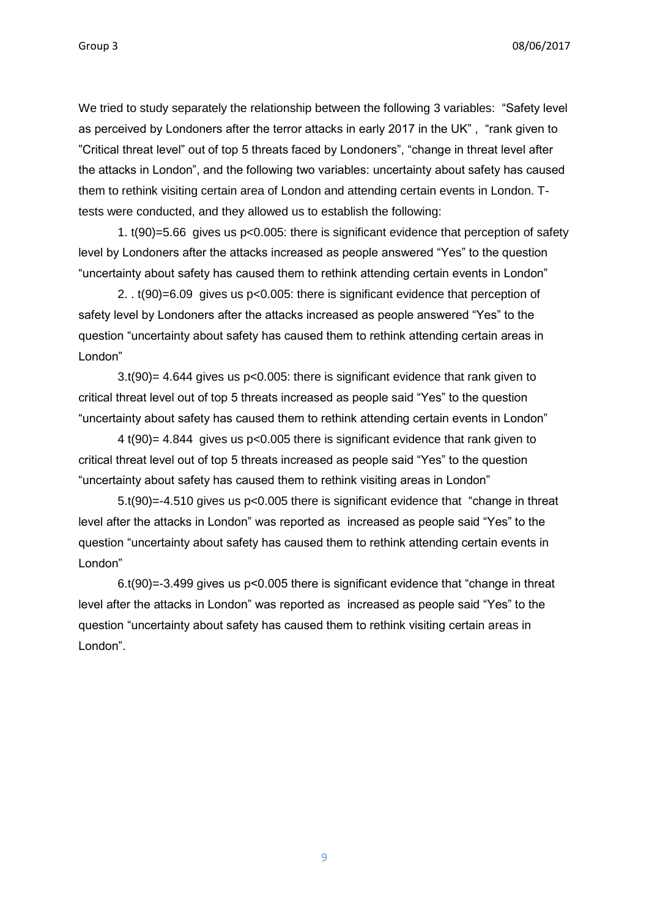We tried to study separately the relationship between the following 3 variables: "Safety level as perceived by Londoners after the terror attacks in early 2017 in the UK" , "rank given to "Critical threat level" out of top 5 threats faced by Londoners", "change in threat level after the attacks in London", and the following two variables: uncertainty about safety has caused them to rethink visiting certain area of London and attending certain events in London. T-tests were conducted, and they allowed us to establish the following:

1. $t(90)=5.66$ gives us $p<0.005$: there is significant evidence that perception of safety level by Londoners after the attacks increased as people answered "Yes" to the question "uncertainty about safety has caused them to rethink attending certain events in London"

2. . $t(90)=6.09$ gives us $p<0.005$: there is significant evidence that perception of safety level by Londoners after the attacks increased as people answered "Yes" to the question "uncertainty about safety has caused them to rethink attending certain areas in London"

3. $t(90)= 4.644$ gives us $p<0.005$: there is significant evidence that rank given to critical threat level out of top 5 threats increased as people said "Yes" to the question "uncertainty about safety has caused them to rethink attending certain events in London"

4 $t(90)= 4.844$ gives us $p<0.005$ there is significant evidence that rank given to critical threat level out of top 5 threats increased as people said "Yes" to the question "uncertainty about safety has caused them to rethink visiting areas in London"

5. $t(90)=-4.510$ gives us $p<0.005$ there is significant evidence that "change in threat level after the attacks in London" was reported as increased as people said "Yes" to the question "uncertainty about safety has caused them to rethink attending certain events in London"

6. $t(90)=-3.499$ gives us $p<0.005$ there is significant evidence that "change in threat level after the attacks in London" was reported as increased as people said "Yes" to the question "uncertainty about safety has caused them to rethink visiting certain areas in London".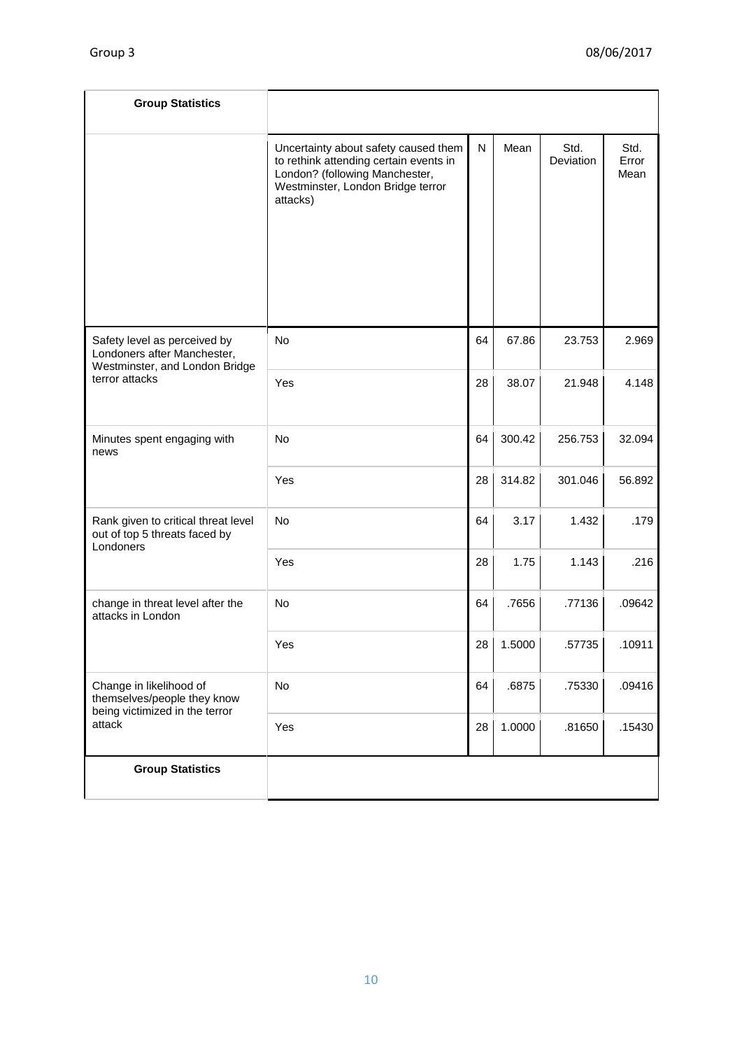**Group Statistics**

| | Uncertainty about safety caused them to rethink attending certain events in London? (following Manchester, Westminster, London Bridge terror attacks) | N | Mean | Std. Deviation | Std. Error Mean |
|---|---|---|---|---|---|
| Safety level as perceived by Londoners after Manchester, Westminster, and London Bridge terror attacks | No | 64 | 67.86 | 23.753 | 2.969 |
| | Yes | 28 | 38.07 | 21.948 | 4.148 |
| Minutes spent engaging with news | No | 64 | 300.42 | 256.753 | 32.094 |
| | Yes | 28 | 314.82 | 301.046 | 56.892 |
| Rank given to critical threat level out of top 5 threats faced by Londoners | No | 64 | 3.17 | 1.432 | .179 |
| | Yes | 28 | 1.75 | 1.143 | .216 |
| change in threat level after the attacks in London | No | 64 | .7656 | .77136 | .09642 |
| | Yes | 28 | 1.5000 | .57735 | .10911 |
| Change in likelihood of themselves/people they know being victimized in the terror attack | No | 64 | .6875 | .75330 | .09416 |
| | Yes | 28 | 1.0000 | .81650 | .15430 |

**Group Statistics**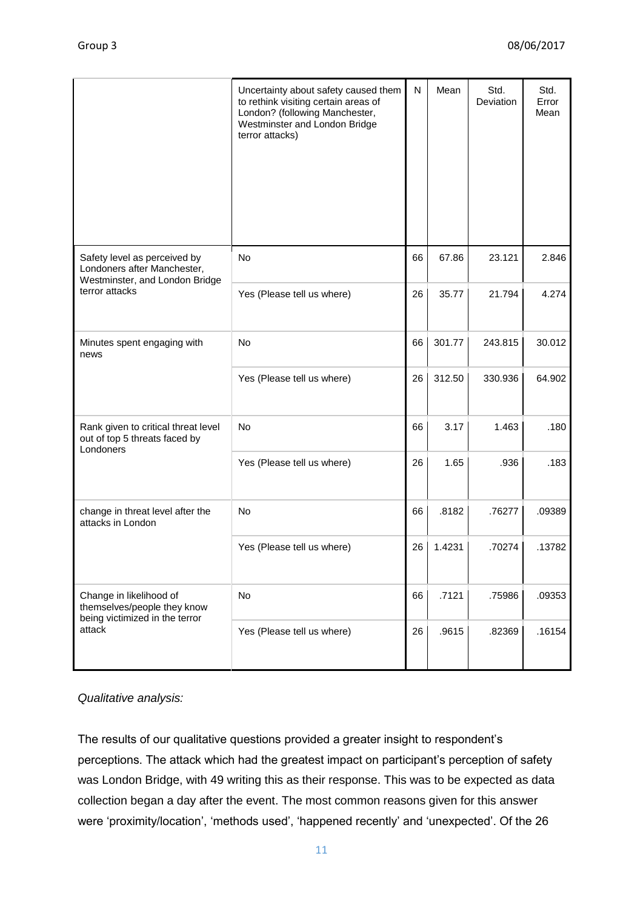| | Uncertainty about safety caused them to rethink visiting certain areas of London? (following Manchester, Westminster and London Bridge terror attacks) | N | Mean | Std. Deviation | Std. Error Mean |
|---|---|---|---|---|---|
| Safety level as perceived by Londoners after Manchester, Westminster, and London Bridge terror attacks | No | 66 | 67.86 | 23.121 | 2.846 |
| | Yes (Please tell us where) | 26 | 35.77 | 21.794 | 4.274 |
| Minutes spent engaging with news | No | 66 | 301.77 | 243.815 | 30.012 |
| | Yes (Please tell us where) | 26 | 312.50 | 330.936 | 64.902 |
| Rank given to critical threat level out of top 5 threats faced by Londoners | No | 66 | 3.17 | 1.463 | .180 |
| | Yes (Please tell us where) | 26 | 1.65 | .936 | .183 |
| change in threat level after the attacks in London | No | 66 | .8182 | .76277 | .09389 |
| | Yes (Please tell us where) | 26 | 1.4231 | .70274 | .13782 |
| Change in likelihood of themselves/people they know being victimized in the terror attack | No | 66 | .7121 | .75986 | .09353 |
| | Yes (Please tell us where) | 26 | .9615 | .82369 | .16154 |

*Qualitative analysis:*

The results of our qualitative questions provided a greater insight to respondent's perceptions. The attack which had the greatest impact on participant's perception of safety was London Bridge, with 49 writing this as their response. This was to be expected as data collection began a day after the event. The most common reasons given for this answer were 'proximity/location', 'methods used', 'happened recently' and 'unexpected'. Of the 26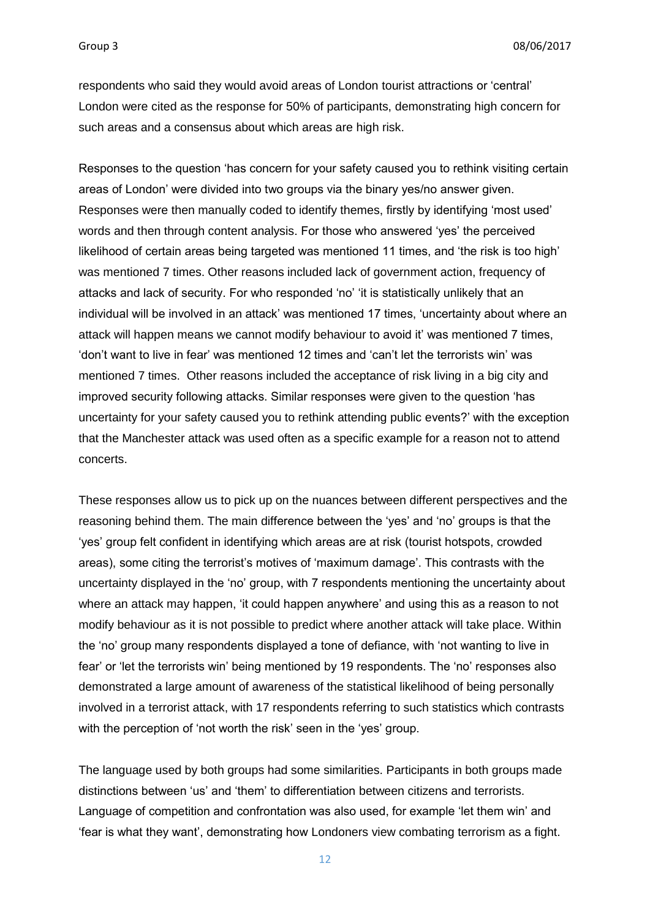respondents who said they would avoid areas of London tourist attractions or 'central' London were cited as the response for 50% of participants, demonstrating high concern for such areas and a consensus about which areas are high risk.

Responses to the question 'has concern for your safety caused you to rethink visiting certain areas of London' were divided into two groups via the binary yes/no answer given. Responses were then manually coded to identify themes, firstly by identifying 'most used' words and then through content analysis. For those who answered 'yes' the perceived likelihood of certain areas being targeted was mentioned 11 times, and 'the risk is too high' was mentioned 7 times. Other reasons included lack of government action, frequency of attacks and lack of security. For who responded 'no' 'it is statistically unlikely that an individual will be involved in an attack' was mentioned 17 times, 'uncertainty about where an attack will happen means we cannot modify behaviour to avoid it' was mentioned 7 times, 'don't want to live in fear' was mentioned 12 times and 'can't let the terrorists win' was mentioned 7 times. Other reasons included the acceptance of risk living in a big city and improved security following attacks. Similar responses were given to the question 'has uncertainty for your safety caused you to rethink attending public events?' with the exception that the Manchester attack was used often as a specific example for a reason not to attend concerts.

These responses allow us to pick up on the nuances between different perspectives and the reasoning behind them. The main difference between the 'yes' and 'no' groups is that the 'yes' group felt confident in identifying which areas are at risk (tourist hotspots, crowded areas), some citing the terrorist's motives of 'maximum damage'. This contrasts with the uncertainty displayed in the 'no' group, with 7 respondents mentioning the uncertainty about where an attack may happen, 'it could happen anywhere' and using this as a reason to not modify behaviour as it is not possible to predict where another attack will take place. Within the 'no' group many respondents displayed a tone of defiance, with 'not wanting to live in fear' or 'let the terrorists win' being mentioned by 19 respondents. The 'no' responses also demonstrated a large amount of awareness of the statistical likelihood of being personally involved in a terrorist attack, with 17 respondents referring to such statistics which contrasts with the perception of 'not worth the risk' seen in the 'yes' group.

The language used by both groups had some similarities. Participants in both groups made distinctions between 'us' and 'them' to differentiation between citizens and terrorists. Language of competition and confrontation was also used, for example 'let them win' and 'fear is what they want', demonstrating how Londoners view combating terrorism as a fight.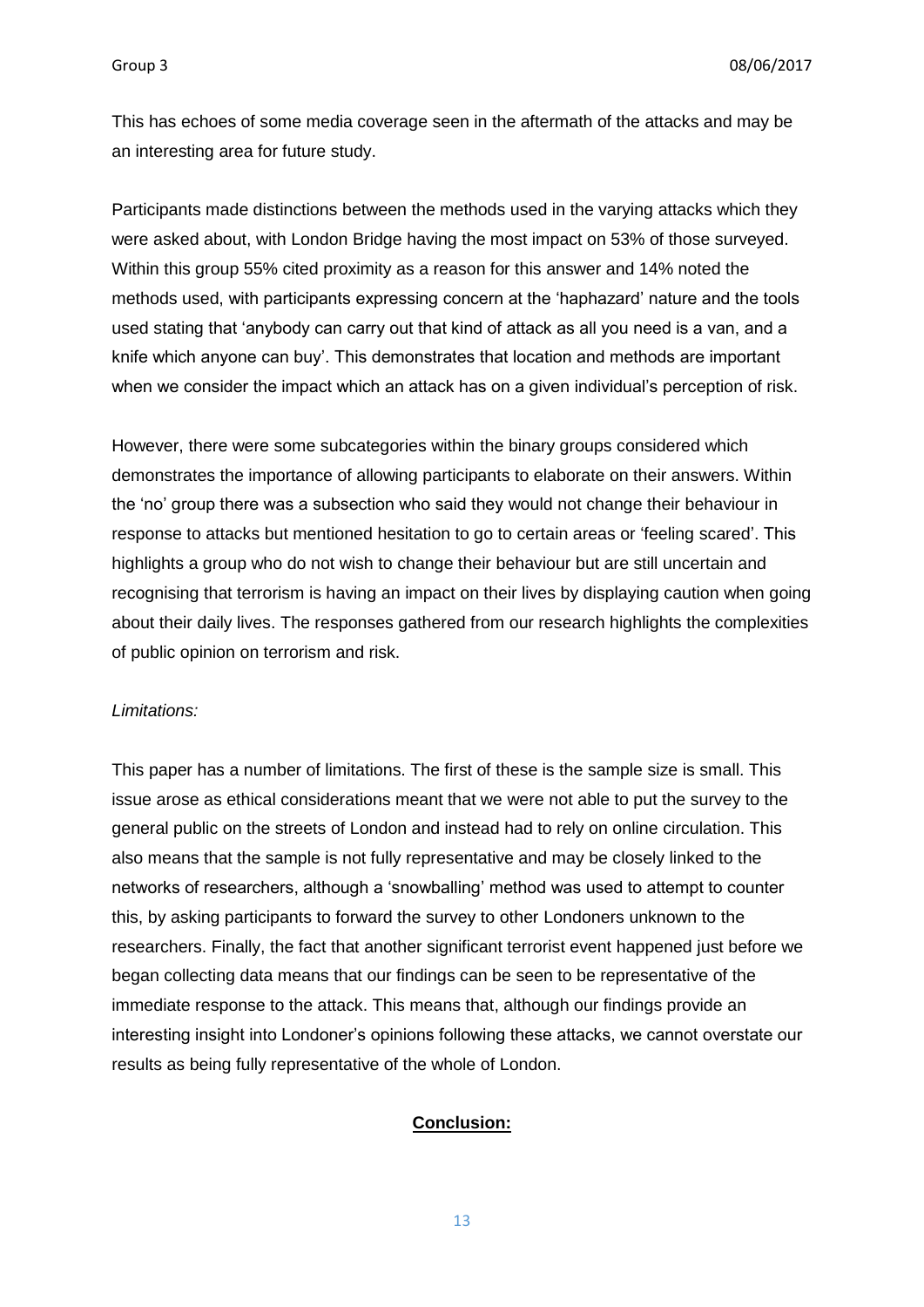This has echoes of some media coverage seen in the aftermath of the attacks and may be an interesting area for future study.

Participants made distinctions between the methods used in the varying attacks which they were asked about, with London Bridge having the most impact on 53% of those surveyed. Within this group 55% cited proximity as a reason for this answer and 14% noted the methods used, with participants expressing concern at the 'haphazard' nature and the tools used stating that 'anybody can carry out that kind of attack as all you need is a van, and a knife which anyone can buy'. This demonstrates that location and methods are important when we consider the impact which an attack has on a given individual's perception of risk.

However, there were some subcategories within the binary groups considered which demonstrates the importance of allowing participants to elaborate on their answers. Within the 'no' group there was a subsection who said they would not change their behaviour in response to attacks but mentioned hesitation to go to certain areas or 'feeling scared'. This highlights a group who do not wish to change their behaviour but are still uncertain and recognising that terrorism is having an impact on their lives by displaying caution when going about their daily lives. The responses gathered from our research highlights the complexities of public opinion on terrorism and risk.

*Limitations:*

This paper has a number of limitations. The first of these is the sample size is small. This issue arose as ethical considerations meant that we were not able to put the survey to the general public on the streets of London and instead had to rely on online circulation. This also means that the sample is not fully representative and may be closely linked to the networks of researchers, although a 'snowballing' method was used to attempt to counter this, by asking participants to forward the survey to other Londoners unknown to the researchers. Finally, the fact that another significant terrorist event happened just before we began collecting data means that our findings can be seen to be representative of the immediate response to the attack. This means that, although our findings provide an interesting insight into Londoner's opinions following these attacks, we cannot overstate our results as being fully representative of the whole of London.

## **Conclusion:**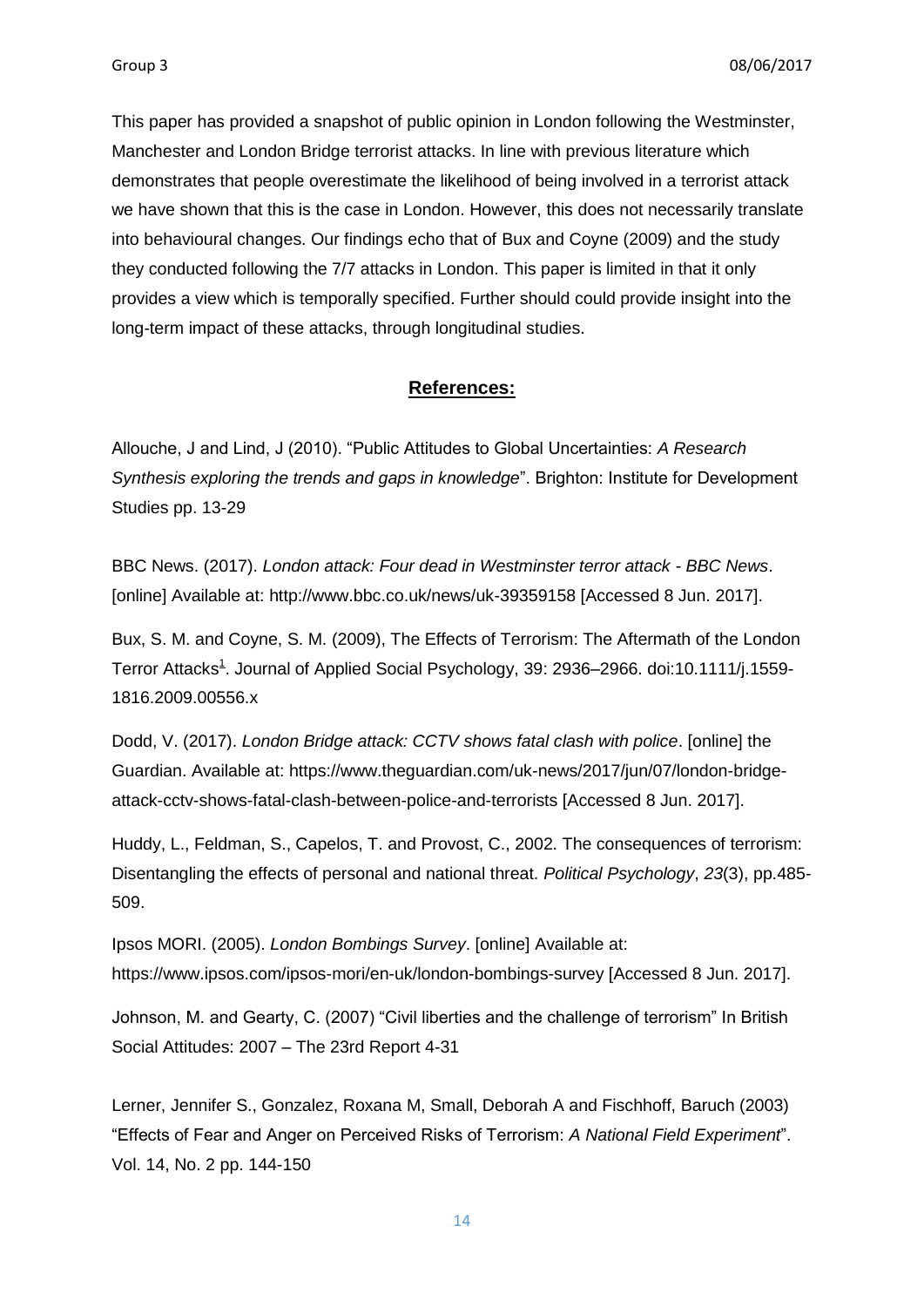This paper has provided a snapshot of public opinion in London following the Westminster, Manchester and London Bridge terrorist attacks. In line with previous literature which demonstrates that people overestimate the likelihood of being involved in a terrorist attack we have shown that this is the case in London. However, this does not necessarily translate into behavioural changes. Our findings echo that of Bux and Coyne (2009) and the study they conducted following the 7/7 attacks in London. This paper is limited in that it only provides a view which is temporally specified. Further should could provide insight into the long-term impact of these attacks, through longitudinal studies.

## References:

Allouche, J and Lind, J (2010). "Public Attitudes to Global Uncertainties: *A Research Synthesis exploring the trends and gaps in knowledge*". Brighton: Institute for Development Studies pp. 13-29

BBC News. (2017). *London attack: Four dead in Westminster terror attack - BBC News*. [online] Available at: http://www.bbc.co.uk/news/uk-39359158 [Accessed 8 Jun. 2017].

Bux, S. M. and Coyne, S. M. (2009), The Effects of Terrorism: The Aftermath of the London Terror Attacks[1]. Journal of Applied Social Psychology, 39: 2936–2966. doi:10.1111/j.1559-1816.2009.00556.x

Dodd, V. (2017). *London Bridge attack: CCTV shows fatal clash with police*. [online] the Guardian. Available at: https://www.theguardian.com/uk-news/2017/jun/07/london-bridge-attack-cctv-shows-fatal-clash-between-police-and-terrorists [Accessed 8 Jun. 2017].

Huddy, L., Feldman, S., Capelos, T. and Provost, C., 2002. The consequences of terrorism: Disentangling the effects of personal and national threat. *Political Psychology*, *23*(3), pp.485-509.

Ipsos MORI. (2005). *London Bombings Survey*. [online] Available at: https://www.ipsos.com/ipsos-mori/en-uk/london-bombings-survey [Accessed 8 Jun. 2017].

Johnson, M. and Gearty, C. (2007) "Civil liberties and the challenge of terrorism" In British Social Attitudes: 2007 – The 23rd Report 4-31

Lerner, Jennifer S., Gonzalez, Roxana M, Small, Deborah A and Fischhoff, Baruch (2003) "Effects of Fear and Anger on Perceived Risks of Terrorism: *A National Field Experiment*". Vol. 14, No. 2 pp. 144-150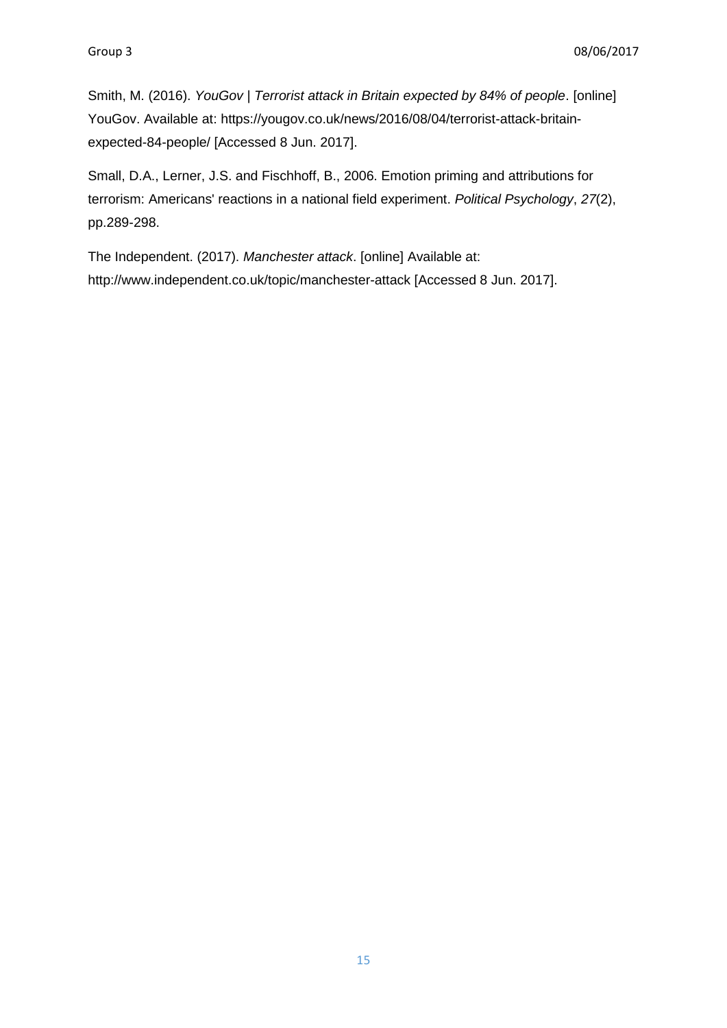Smith, M. (2016). *YouGov | Terrorist attack in Britain expected by 84% of people*. [online] YouGov. Available at: https://yougov.co.uk/news/2016/08/04/terrorist-attack-britain-expected-84-people/ [Accessed 8 Jun. 2017].

Small, D.A., Lerner, J.S. and Fischhoff, B., 2006. Emotion priming and attributions for terrorism: Americans' reactions in a national field experiment. *Political Psychology*, *27*(2), pp.289-298.

The Independent. (2017). *Manchester attack*. [online] Available at: http://www.independent.co.uk/topic/manchester-attack [Accessed 8 Jun. 2017].